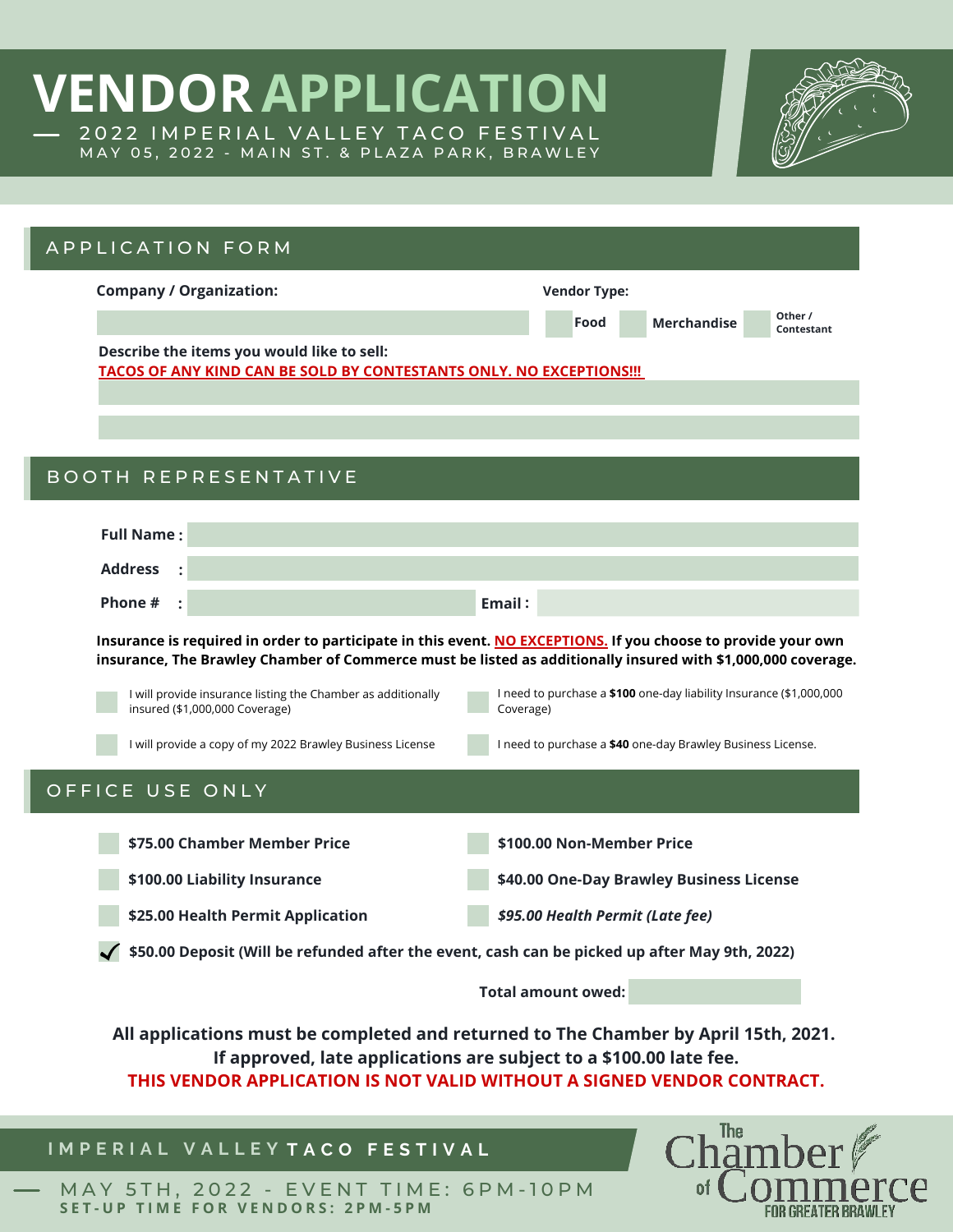# VENDOR APPLICATION

## 2022 IMPERIAL VALLEY TACO FESTIVAL

MAY 05, 2022 - MAIN ST. & PLAZA PARK, BRAWLEY

## APPLICATION FORM

**Company / Organization:**

**Vendor Type:** ☐ Food ☐ Merchandise ☐ Other / Contestant

**Describe the items you would like to sell:**

**TACOS OF ANY KIND CAN BE SOLD BY CONTESTANTS ONLY. NO EXCEPTIONS!!!**

## BOOTH REPRESENTATIVE

**Full Name :**

**Address :**

**Phone # :** **Email :**

**Insurance is required in order to participate in this event. NO EXCEPTIONS. If you choose to provide your own insurance, The Brawley Chamber of Commerce must be listed as additionally insured with $1,000,000 coverage.**

☐ I will provide insurance listing the Chamber as additionally insured ($1,000,000 Coverage)

☐ I need to purchase a **$100** one-day liability Insurance ($1,000,000 Coverage)

☐ I will provide a copy of my 2022 Brawley Business License

☐ I need to purchase a **$40** one-day Brawley Business License.

## OFFICE USE ONLY

☐ **$75.00 Chamber Member Price**

☐ **$100.00 Non-Member Price**

☐ **$100.00 Liability Insurance**

☐ **$40.00 One-Day Brawley Business License**

☐ **$25.00 Health Permit Application**

☐ ***$95.00 Health Permit (Late fee)***

☑ **$50.00 Deposit (Will be refunded after the event, cash can be picked up after May 9th, 2022)**

**Total amount owed:**

**All applications must be completed and returned to The Chamber by April 15th, 2021.**
**If approved, late applications are subject to a $100.00 late fee.**
**THIS VENDOR APPLICATION IS NOT VALID WITHOUT A SIGNED VENDOR CONTRACT.**

IMPERIAL VALLEY **TACO FESTIVAL**

MAY 5TH, 2022 - EVENT TIME: 6PM-10PM

**SET-UP TIME FOR VENDORS: 2PM-5PM**

The Chamber of Commerce FOR GREATER BRAWLEY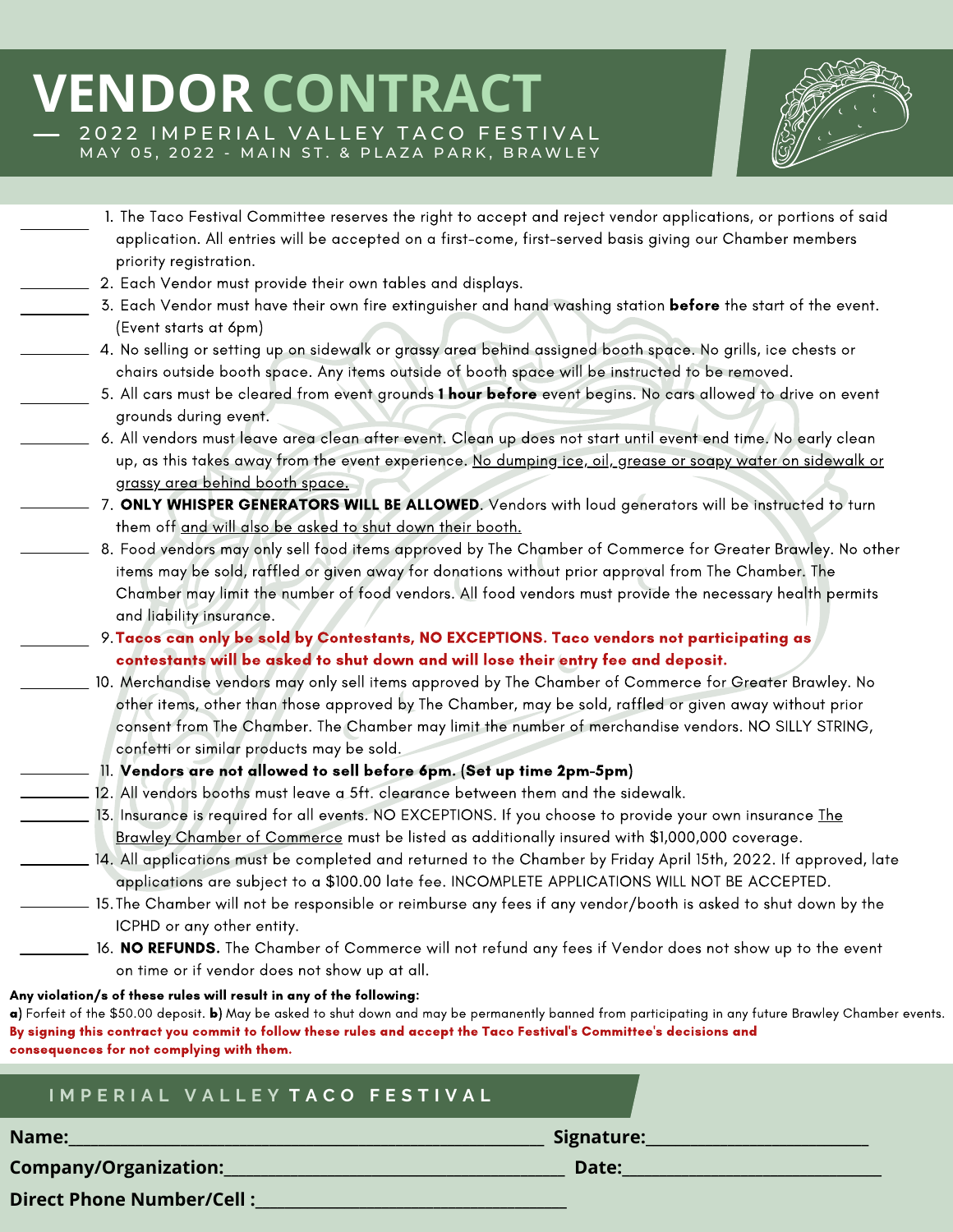# VENDOR CONTRACT

— 2022 IMPERIAL VALLEY TACO FESTIVAL

MAY 05, 2022 - MAIN ST. & PLAZA PARK, BRAWLEY

________ 1. The Taco Festival Committee reserves the right to accept and reject vendor applications, or portions of said application. All entries will be accepted on a first-come, first-served basis giving our Chamber members priority registration.

________ 2. Each Vendor must provide their own tables and displays.

________ 3. Each Vendor must have their own fire extinguisher and hand washing station **before** the start of the event. (Event starts at 6pm)

________ 4. No selling or setting up on sidewalk or grassy area behind assigned booth space. No grills, ice chests or chairs outside booth space. Any items outside of booth space will be instructed to be removed.

________ 5. All cars must be cleared from event grounds **1 hour before** event begins. No cars allowed to drive on event grounds during event.

________ 6. All vendors must leave area clean after event. Clean up does not start until event end time. No early clean up, as this takes away from the event experience. No dumping ice, oil, grease or soapy water on sidewalk or grassy area behind booth space.

________ 7. **ONLY WHISPER GENERATORS WILL BE ALLOWED**. Vendors with loud generators will be instructed to turn them off and will also be asked to shut down their booth.

________ 8. Food vendors may only sell food items approved by The Chamber of Commerce for Greater Brawley. No other items may be sold, raffled or given away for donations without prior approval from The Chamber. The Chamber may limit the number of food vendors. All food vendors must provide the necessary health permits and liability insurance.

________ 9. **Tacos can only be sold by Contestants, NO EXCEPTIONS. Taco vendors not participating as contestants will be asked to shut down and will lose their entry fee and deposit.**

________ 10. Merchandise vendors may only sell items approved by The Chamber of Commerce for Greater Brawley. No other items, other than those approved by The Chamber, may be sold, raffled or given away without prior consent from The Chamber. The Chamber may limit the number of merchandise vendors. NO SILLY STRING, confetti or similar products may be sold.

________ 11. **Vendors are not allowed to sell before 6pm. (Set up time 2pm-5pm)**

________ 12. All vendors booths must leave a 5ft. clearance between them and the sidewalk.

________ 13. Insurance is required for all events. NO EXCEPTIONS. If you choose to provide your own insurance The Brawley Chamber of Commerce must be listed as additionally insured with $1,000,000 coverage.

________ 14. All applications must be completed and returned to the Chamber by Friday April 15th, 2022. If approved, late applications are subject to a $100.00 late fee. INCOMPLETE APPLICATIONS WILL NOT BE ACCEPTED.

________ 15. The Chamber will not be responsible or reimburse any fees if any vendor/booth is asked to shut down by the ICPHD or any other entity.

________ 16. **NO REFUNDS.** The Chamber of Commerce will not refund any fees if Vendor does not show up to the event on time or if vendor does not show up at all.

**Any violation/s of these rules will result in any of the following:**

**a)** Forfeit of the $50.00 deposit. **b)** May be asked to shut down and may be permanently banned from participating in any future Brawley Chamber events.

**By signing this contract you commit to follow these rules and accept the Taco Festival's Committee's decisions and consequences for not complying with them.**

## IMPERIAL VALLEY TACO FESTIVAL

**Name:**________________________________ **Signature:**________________________

**Company/Organization:**________________________ **Date:**________________________

**Direct Phone Number/Cell :**________________________